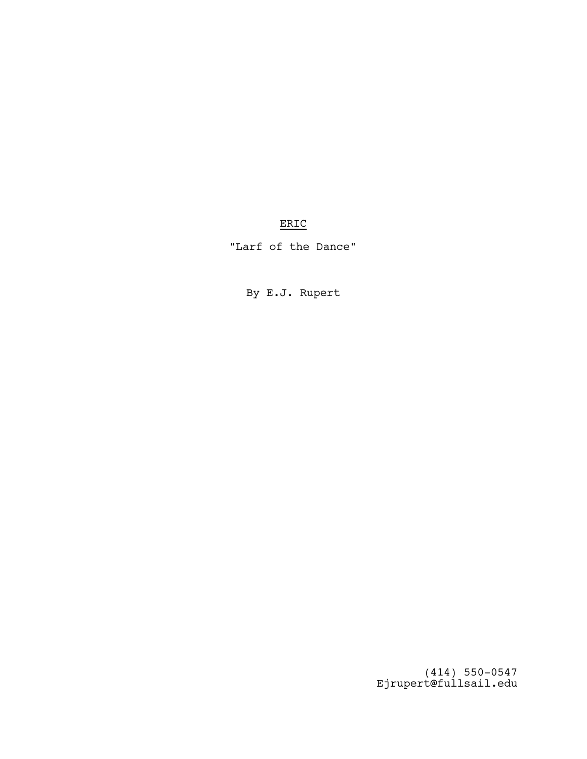<u>ERIC</u>

"Larf of the Dance"

By E.J. Rupert

(414) 550-0547
Ejrupert@fullsail.edu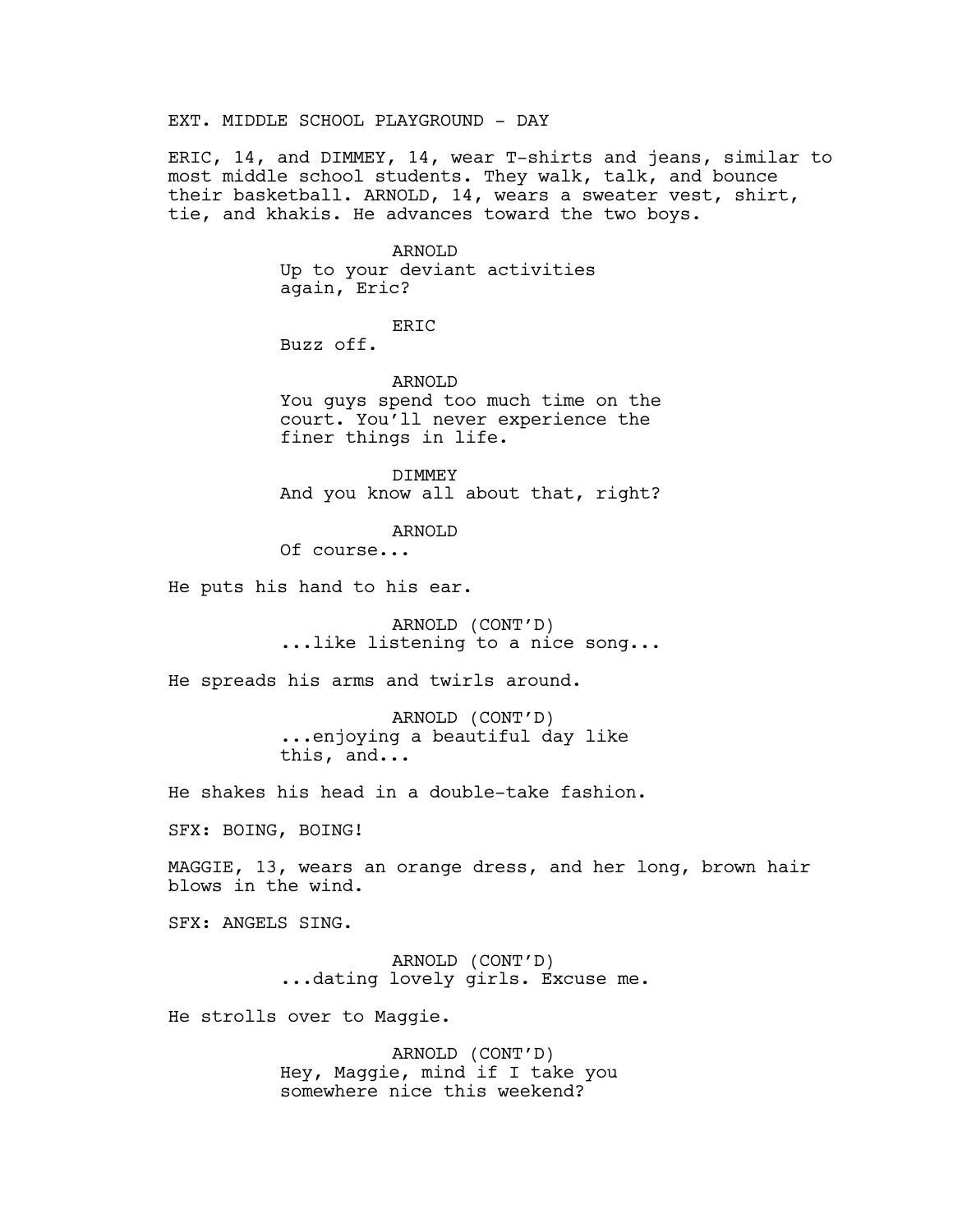EXT. MIDDLE SCHOOL PLAYGROUND - DAY

ERIC, 14, and DIMMEY, 14, wear T-shirts and jeans, similar to most middle school students. They walk, talk, and bounce their basketball. ARNOLD, 14, wears a sweater vest, shirt, tie, and khakis. He advances toward the two boys.

ARNOLD
Up to your deviant activities again, Eric?

ERIC
Buzz off.

ARNOLD
You guys spend too much time on the court. You'll never experience the finer things in life.

DIMMEY
And you know all about that, right?

ARNOLD
Of course...

He puts his hand to his ear.

ARNOLD (CONT'D)
...like listening to a nice song...

He spreads his arms and twirls around.

ARNOLD (CONT'D)
...enjoying a beautiful day like this, and...

He shakes his head in a double-take fashion.

SFX: BOING, BOING!

MAGGIE, 13, wears an orange dress, and her long, brown hair blows in the wind.

SFX: ANGELS SING.

ARNOLD (CONT'D)
...dating lovely girls. Excuse me.

He strolls over to Maggie.

ARNOLD (CONT'D)
Hey, Maggie, mind if I take you somewhere nice this weekend?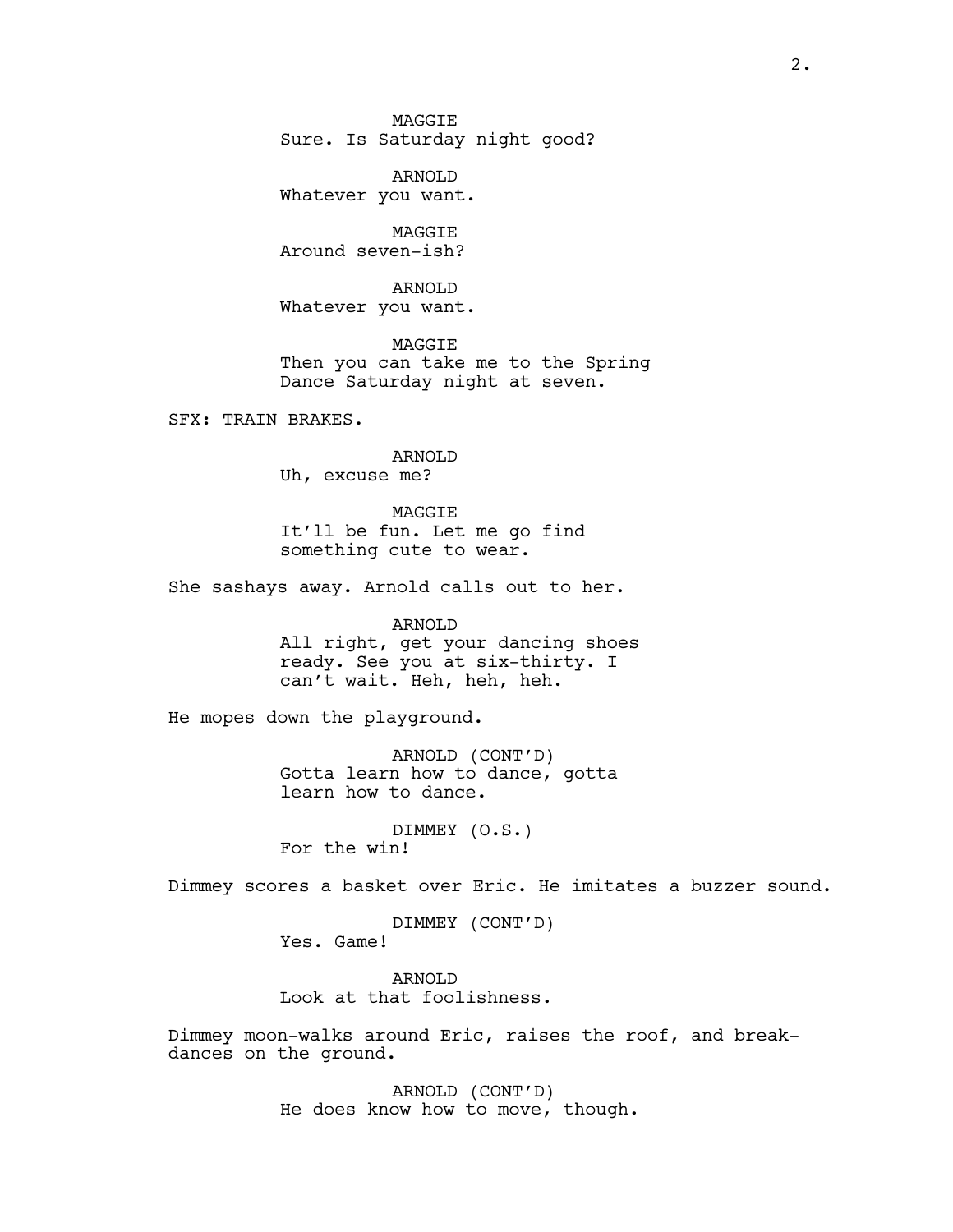MAGGIE
Sure. Is Saturday night good?

ARNOLD
Whatever you want.

MAGGIE
Around seven-ish?

ARNOLD
Whatever you want.

MAGGIE
Then you can take me to the Spring Dance Saturday night at seven.

SFX: TRAIN BRAKES.

ARNOLD
Uh, excuse me?

MAGGIE
It'll be fun. Let me go find something cute to wear.

She sashays away. Arnold calls out to her.

ARNOLD
All right, get your dancing shoes ready. See you at six-thirty. I can't wait. Heh, heh, heh.

He mopes down the playground.

ARNOLD (CONT'D)
Gotta learn how to dance, gotta learn how to dance.

DIMMEY (O.S.)
For the win!

Dimmey scores a basket over Eric. He imitates a buzzer sound.

DIMMEY (CONT'D)
Yes. Game!

ARNOLD
Look at that foolishness.

Dimmey moon-walks around Eric, raises the roof, and break-dances on the ground.

ARNOLD (CONT'D)
He does know how to move, though.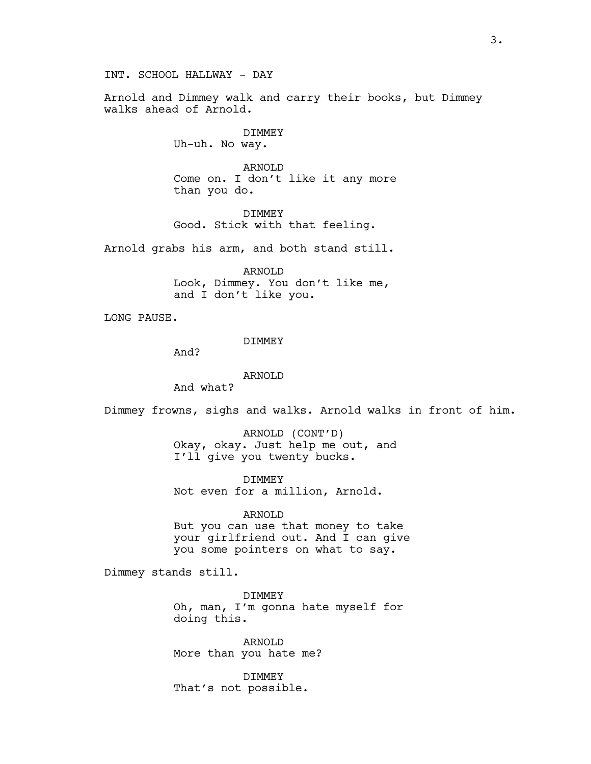INT. SCHOOL HALLWAY - DAY

Arnold and Dimmey walk and carry their books, but Dimmey walks ahead of Arnold.

DIMMEY
Uh-uh. No way.

ARNOLD
Come on. I don't like it any more than you do.

DIMMEY
Good. Stick with that feeling.

Arnold grabs his arm, and both stand still.

ARNOLD
Look, Dimmey. You don't like me, and I don't like you.

LONG PAUSE.

DIMMEY
And?

ARNOLD
And what?

Dimmey frowns, sighs and walks. Arnold walks in front of him.

ARNOLD (CONT'D)
Okay, okay. Just help me out, and I'll give you twenty bucks.

DIMMEY
Not even for a million, Arnold.

ARNOLD
But you can use that money to take your girlfriend out. And I can give you some pointers on what to say.

Dimmey stands still.

DIMMEY
Oh, man, I'm gonna hate myself for doing this.

ARNOLD
More than you hate me?

DIMMEY
That's not possible.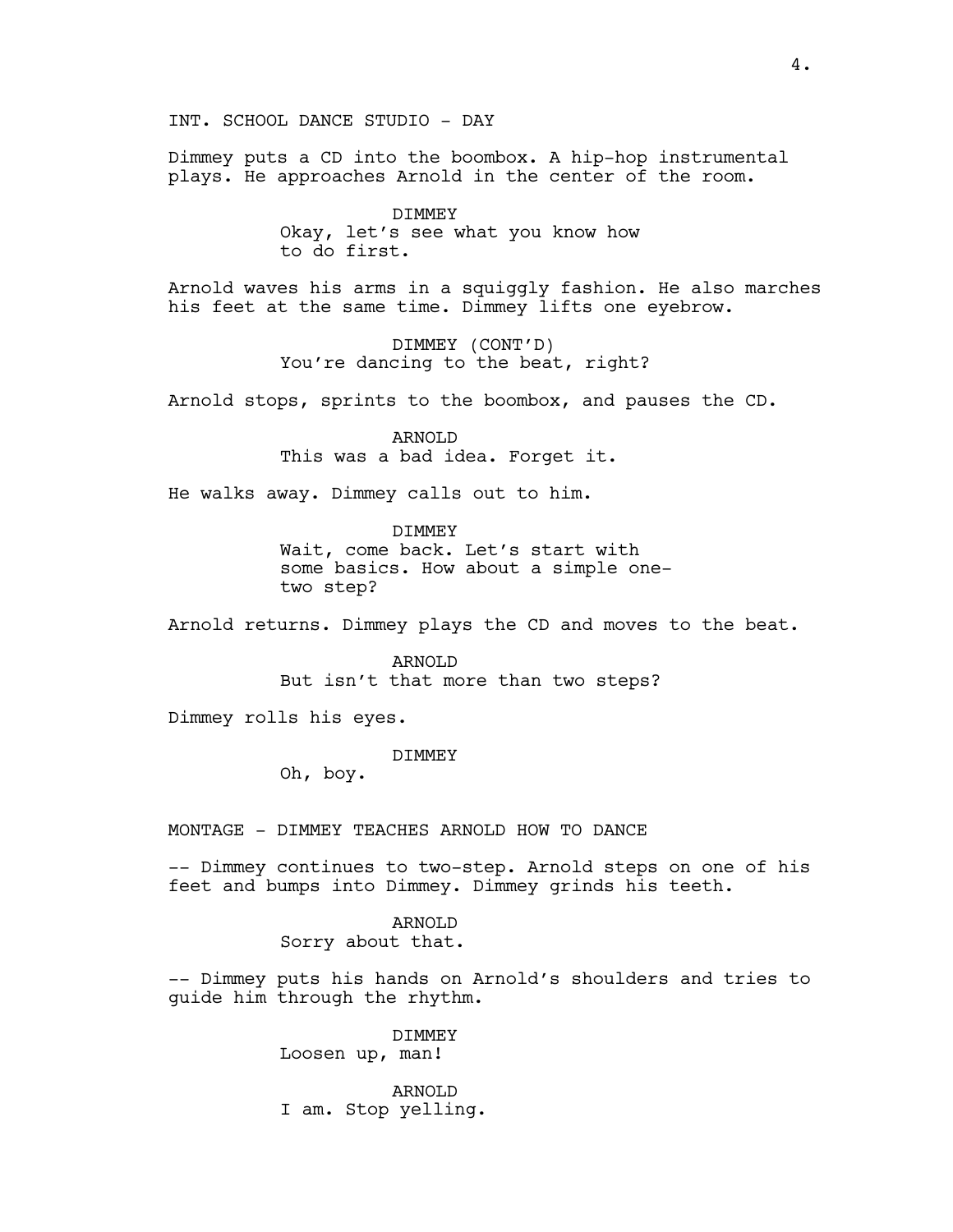INT. SCHOOL DANCE STUDIO - DAY

Dimmey puts a CD into the boombox. A hip-hop instrumental plays. He approaches Arnold in the center of the room.

DIMMEY
Okay, let's see what you know how to do first.

Arnold waves his arms in a squiggly fashion. He also marches his feet at the same time. Dimmey lifts one eyebrow.

DIMMEY (CONT'D)
You're dancing to the beat, right?

Arnold stops, sprints to the boombox, and pauses the CD.

ARNOLD
This was a bad idea. Forget it.

He walks away. Dimmey calls out to him.

DIMMEY
Wait, come back. Let's start with some basics. How about a simple one-two step?

Arnold returns. Dimmey plays the CD and moves to the beat.

ARNOLD
But isn't that more than two steps?

Dimmey rolls his eyes.

DIMMEY
Oh, boy.

MONTAGE - DIMMEY TEACHES ARNOLD HOW TO DANCE

-- Dimmey continues to two-step. Arnold steps on one of his feet and bumps into Dimmey. Dimmey grinds his teeth.

ARNOLD
Sorry about that.

-- Dimmey puts his hands on Arnold's shoulders and tries to guide him through the rhythm.

DIMMEY
Loosen up, man!

ARNOLD
I am. Stop yelling.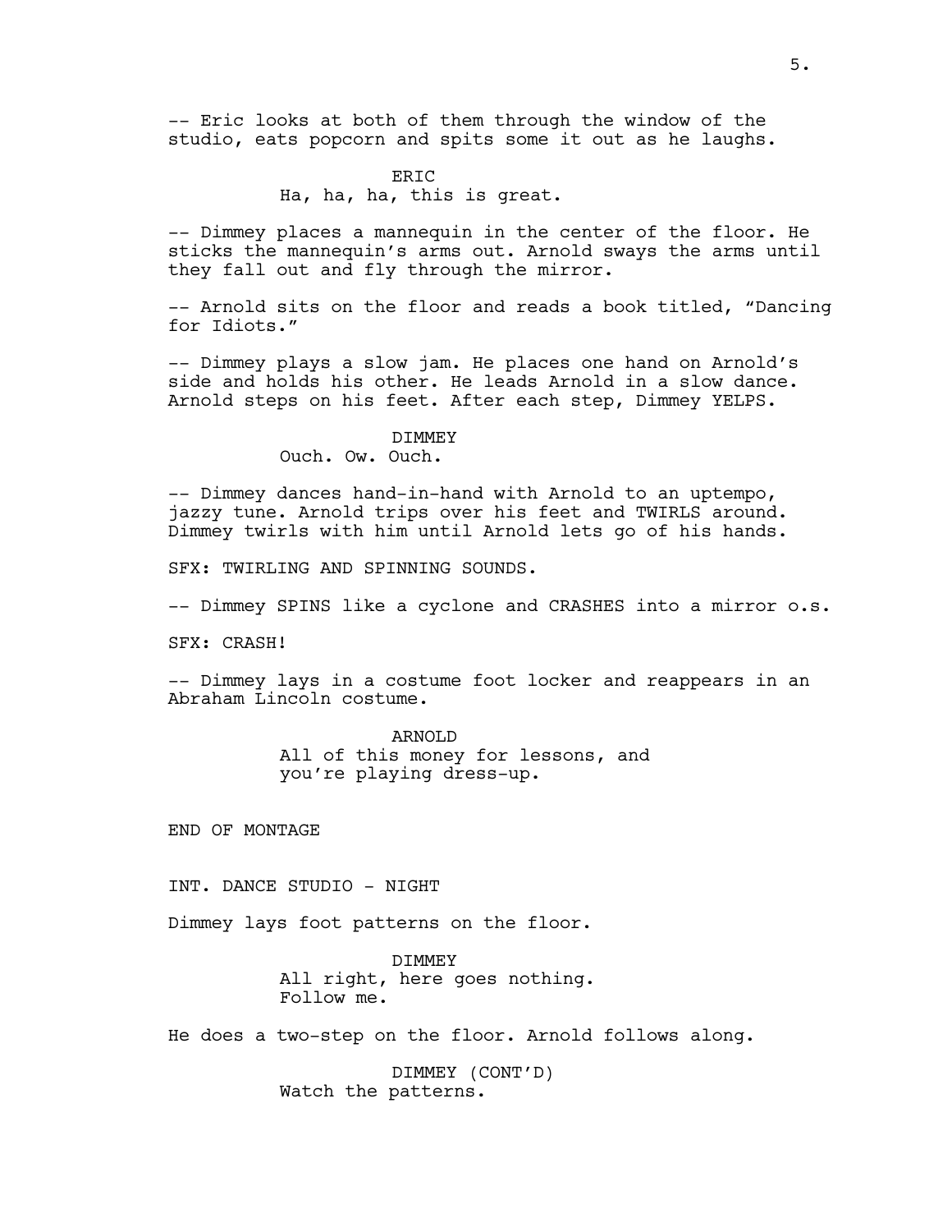-- Eric looks at both of them through the window of the studio, eats popcorn and spits some it out as he laughs.

ERIC
Ha, ha, ha, this is great.

-- Dimmey places a mannequin in the center of the floor. He sticks the mannequin's arms out. Arnold sways the arms until they fall out and fly through the mirror.

-- Arnold sits on the floor and reads a book titled, "Dancing for Idiots."

-- Dimmey plays a slow jam. He places one hand on Arnold's side and holds his other. He leads Arnold in a slow dance. Arnold steps on his feet. After each step, Dimmey YELPS.

DIMMEY
Ouch. Ow. Ouch.

-- Dimmey dances hand-in-hand with Arnold to an uptempo, jazzy tune. Arnold trips over his feet and TWIRLS around. Dimmey twirls with him until Arnold lets go of his hands.

SFX: TWIRLING AND SPINNING SOUNDS.

-- Dimmey SPINS like a cyclone and CRASHES into a mirror o.s.

SFX: CRASH!

-- Dimmey lays in a costume foot locker and reappears in an Abraham Lincoln costume.

ARNOLD
All of this money for lessons, and you're playing dress-up.

END OF MONTAGE

INT. DANCE STUDIO - NIGHT

Dimmey lays foot patterns on the floor.

DIMMEY
All right, here goes nothing. Follow me.

He does a two-step on the floor. Arnold follows along.

DIMMEY (CONT'D)
Watch the patterns.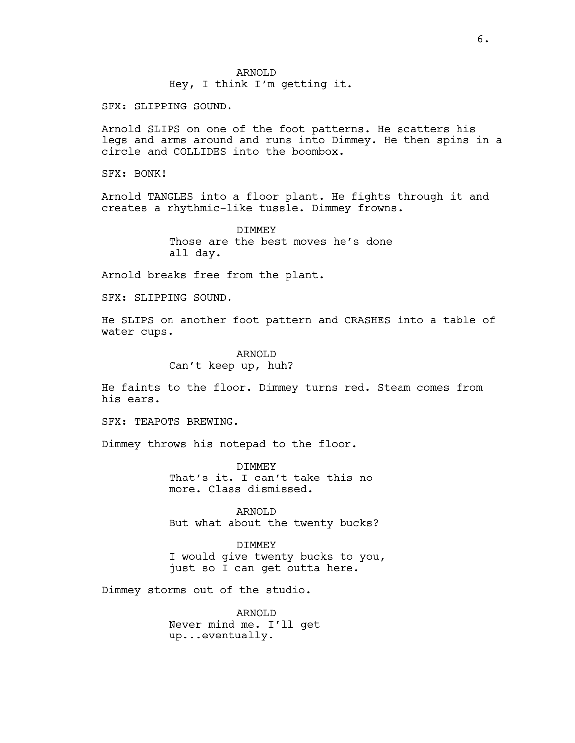ARNOLD
Hey, I think I'm getting it.

SFX: SLIPPING SOUND.

Arnold SLIPS on one of the foot patterns. He scatters his legs and arms around and runs into Dimmey. He then spins in a circle and COLLIDES into the boombox.

SFX: BONK!

Arnold TANGLES into a floor plant. He fights through it and creates a rhythmic-like tussle. Dimmey frowns.

DIMMEY
Those are the best moves he's done all day.

Arnold breaks free from the plant.

SFX: SLIPPING SOUND.

He SLIPS on another foot pattern and CRASHES into a table of water cups.

ARNOLD
Can't keep up, huh?

He faints to the floor. Dimmey turns red. Steam comes from his ears.

SFX: TEAPOTS BREWING.

Dimmey throws his notepad to the floor.

DIMMEY
That's it. I can't take this no more. Class dismissed.

ARNOLD
But what about the twenty bucks?

DIMMEY
I would give twenty bucks to you, just so I can get outta here.

Dimmey storms out of the studio.

ARNOLD
Never mind me. I'll get up...eventually.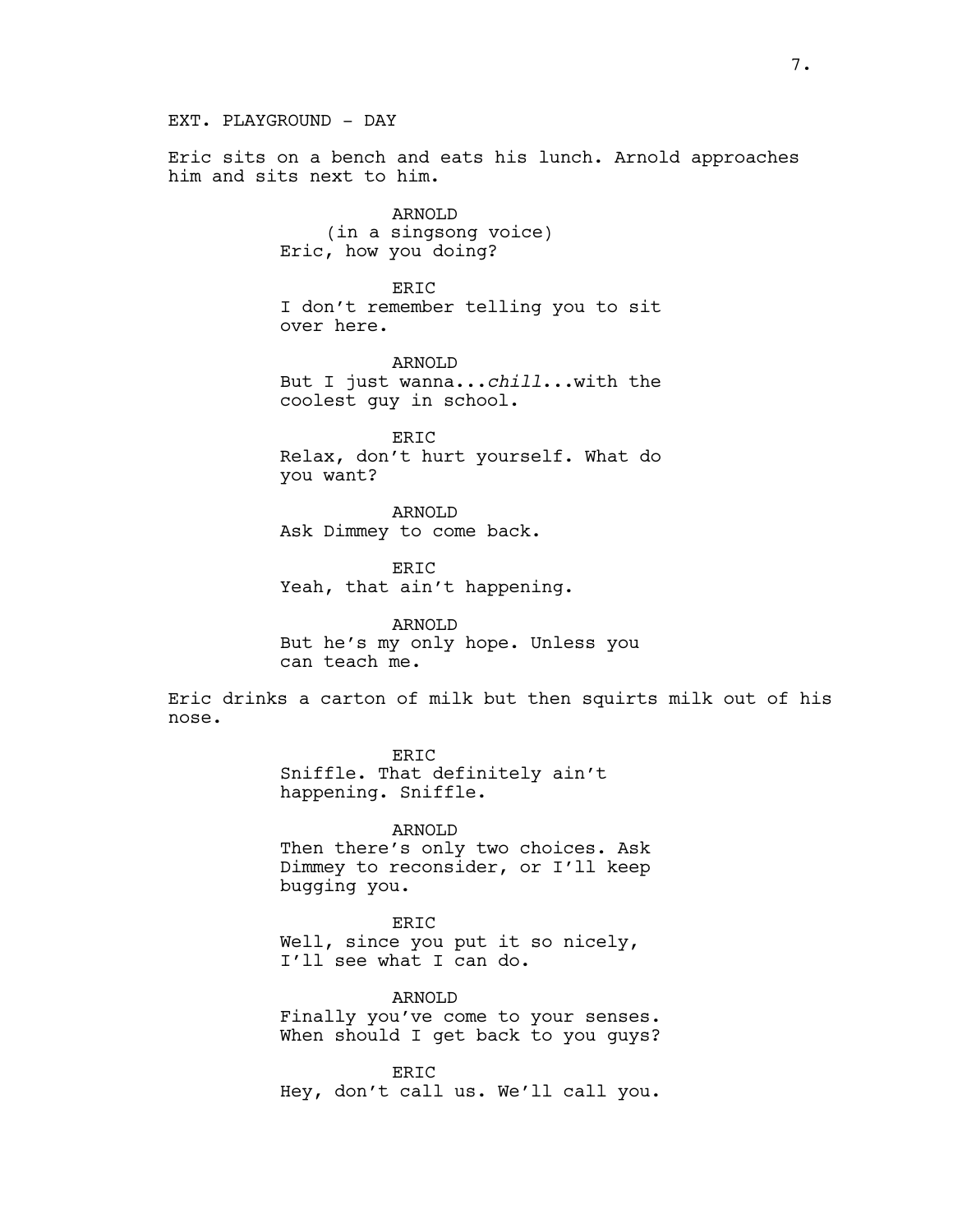EXT. PLAYGROUND - DAY

Eric sits on a bench and eats his lunch. Arnold approaches him and sits next to him.

ARNOLD
(in a singsong voice)
Eric, how you doing?

ERIC
I don't remember telling you to sit over here.

ARNOLD
But I just wanna...*chill*...with the coolest guy in school.

ERIC
Relax, don't hurt yourself. What do you want?

ARNOLD
Ask Dimmey to come back.

ERIC
Yeah, that ain't happening.

ARNOLD
But he's my only hope. Unless you can teach me.

Eric drinks a carton of milk but then squirts milk out of his nose.

ERIC
Sniffle. That definitely ain't happening. Sniffle.

ARNOLD
Then there's only two choices. Ask Dimmey to reconsider, or I'll keep bugging you.

ERIC
Well, since you put it so nicely, I'll see what I can do.

ARNOLD
Finally you've come to your senses. When should I get back to you guys?

ERIC
Hey, don't call us. We'll call you.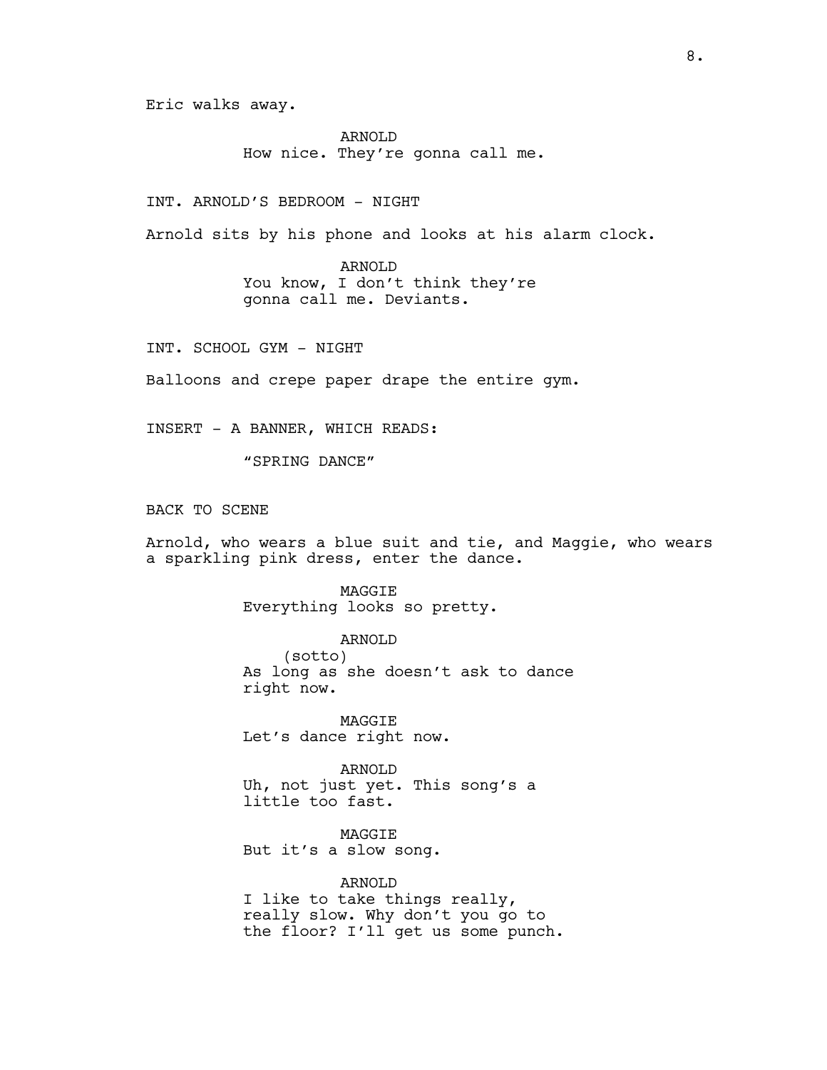Eric walks away.

ARNOLD
How nice. They're gonna call me.

INT. ARNOLD'S BEDROOM - NIGHT

Arnold sits by his phone and looks at his alarm clock.

ARNOLD
You know, I don't think they're gonna call me. Deviants.

INT. SCHOOL GYM - NIGHT

Balloons and crepe paper drape the entire gym.

INSERT - A BANNER, WHICH READS:

"SPRING DANCE"

BACK TO SCENE

Arnold, who wears a blue suit and tie, and Maggie, who wears a sparkling pink dress, enter the dance.

MAGGIE
Everything looks so pretty.

ARNOLD
(sotto)
As long as she doesn't ask to dance right now.

MAGGIE
Let's dance right now.

ARNOLD
Uh, not just yet. This song's a little too fast.

MAGGIE
But it's a slow song.

ARNOLD
I like to take things really, really slow. Why don't you go to the floor? I'll get us some punch.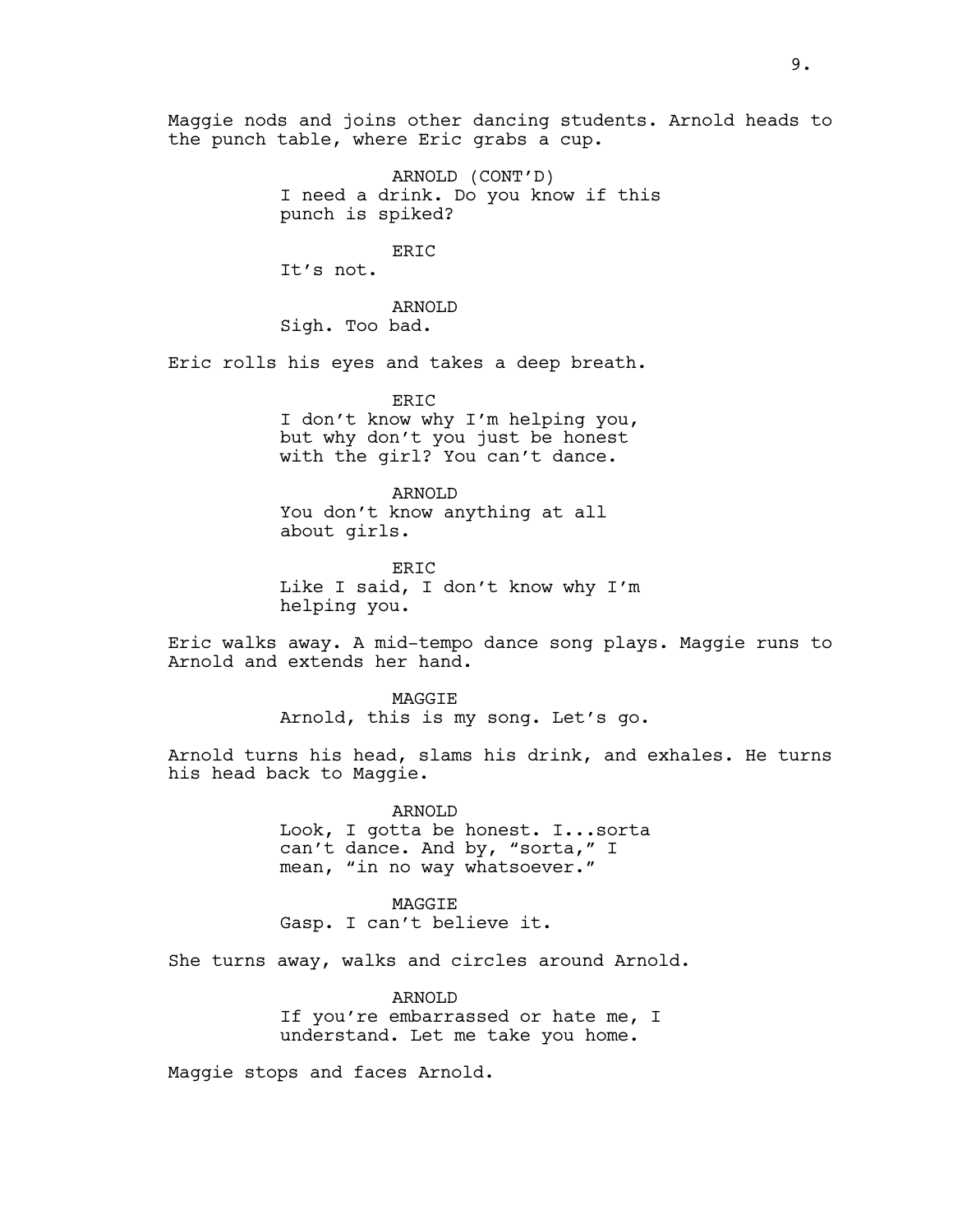Maggie nods and joins other dancing students. Arnold heads to the punch table, where Eric grabs a cup.

ARNOLD (CONT'D)
I need a drink. Do you know if this punch is spiked?

ERIC
It's not.

ARNOLD
Sigh. Too bad.

Eric rolls his eyes and takes a deep breath.

ERIC
I don't know why I'm helping you, but why don't you just be honest with the girl? You can't dance.

ARNOLD
You don't know anything at all about girls.

ERIC
Like I said, I don't know why I'm helping you.

Eric walks away. A mid-tempo dance song plays. Maggie runs to Arnold and extends her hand.

MAGGIE
Arnold, this is my song. Let's go.

Arnold turns his head, slams his drink, and exhales. He turns his head back to Maggie.

ARNOLD
Look, I gotta be honest. I...sorta can't dance. And by, "sorta," I mean, "in no way whatsoever."

MAGGIE
Gasp. I can't believe it.

She turns away, walks and circles around Arnold.

ARNOLD
If you're embarrassed or hate me, I understand. Let me take you home.

Maggie stops and faces Arnold.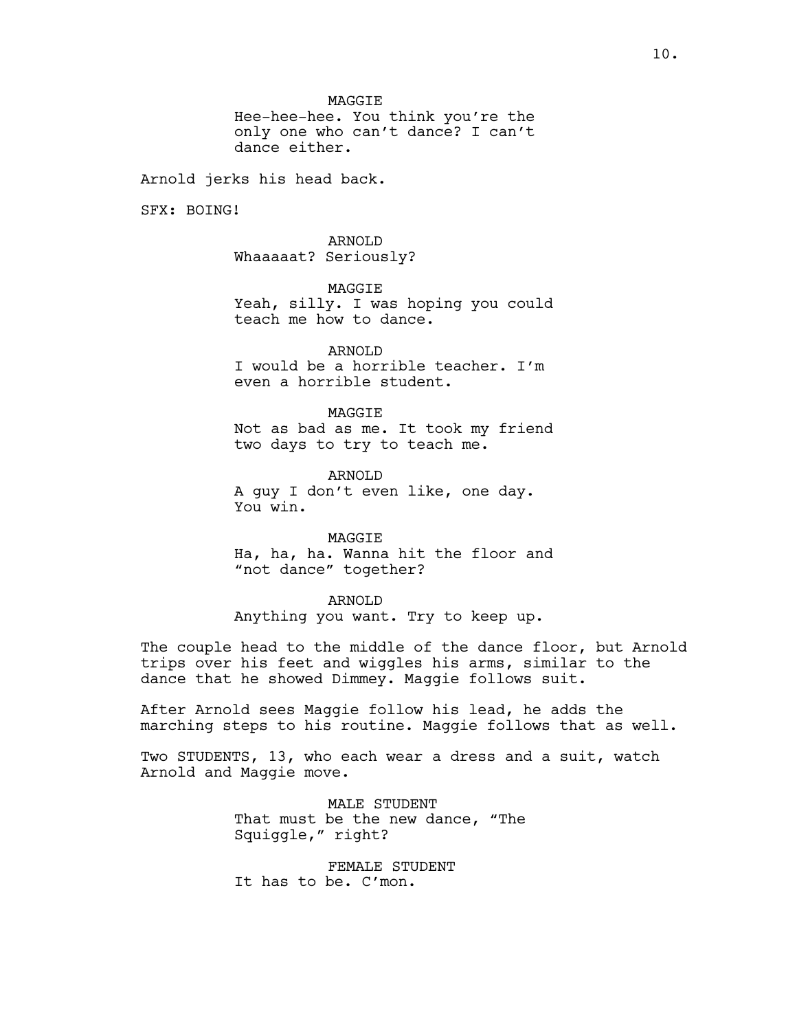MAGGIE
Hee-hee-hee. You think you're the only one who can't dance? I can't dance either.

Arnold jerks his head back.

SFX: BOING!

ARNOLD
Whaaaaat? Seriously?

MAGGIE
Yeah, silly. I was hoping you could teach me how to dance.

ARNOLD
I would be a horrible teacher. I'm even a horrible student.

MAGGIE
Not as bad as me. It took my friend two days to try to teach me.

ARNOLD
A guy I don't even like, one day. You win.

MAGGIE
Ha, ha, ha. Wanna hit the floor and "not dance" together?

ARNOLD
Anything you want. Try to keep up.

The couple head to the middle of the dance floor, but Arnold trips over his feet and wiggles his arms, similar to the dance that he showed Dimmey. Maggie follows suit.

After Arnold sees Maggie follow his lead, he adds the marching steps to his routine. Maggie follows that as well.

Two STUDENTS, 13, who each wear a dress and a suit, watch Arnold and Maggie move.

MALE STUDENT
That must be the new dance, "The Squiggle," right?

FEMALE STUDENT
It has to be. C'mon.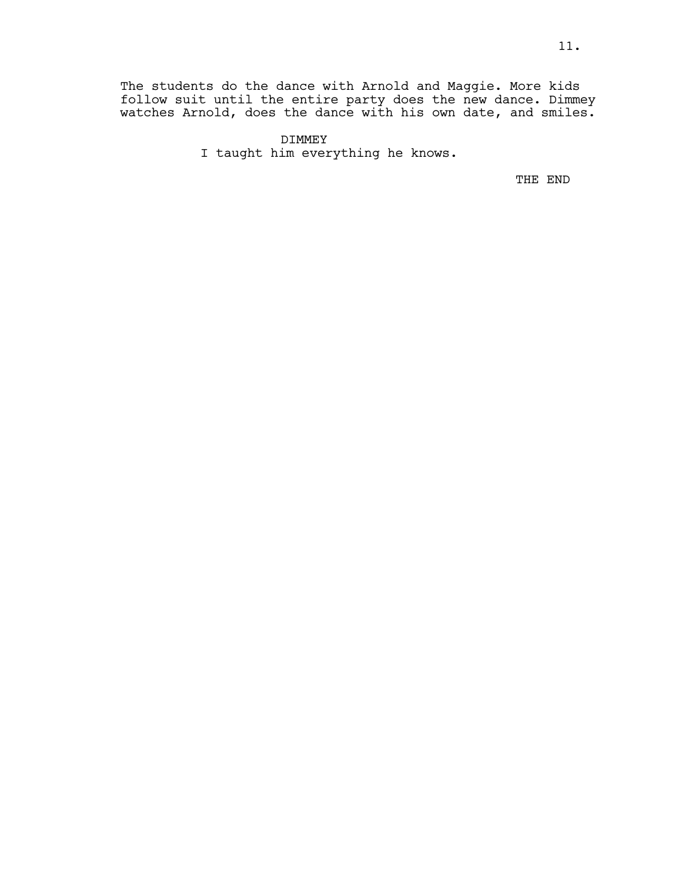The students do the dance with Arnold and Maggie. More kids follow suit until the entire party does the new dance. Dimmey watches Arnold, does the dance with his own date, and smiles.

DIMMEY
I taught him everything he knows.

THE END